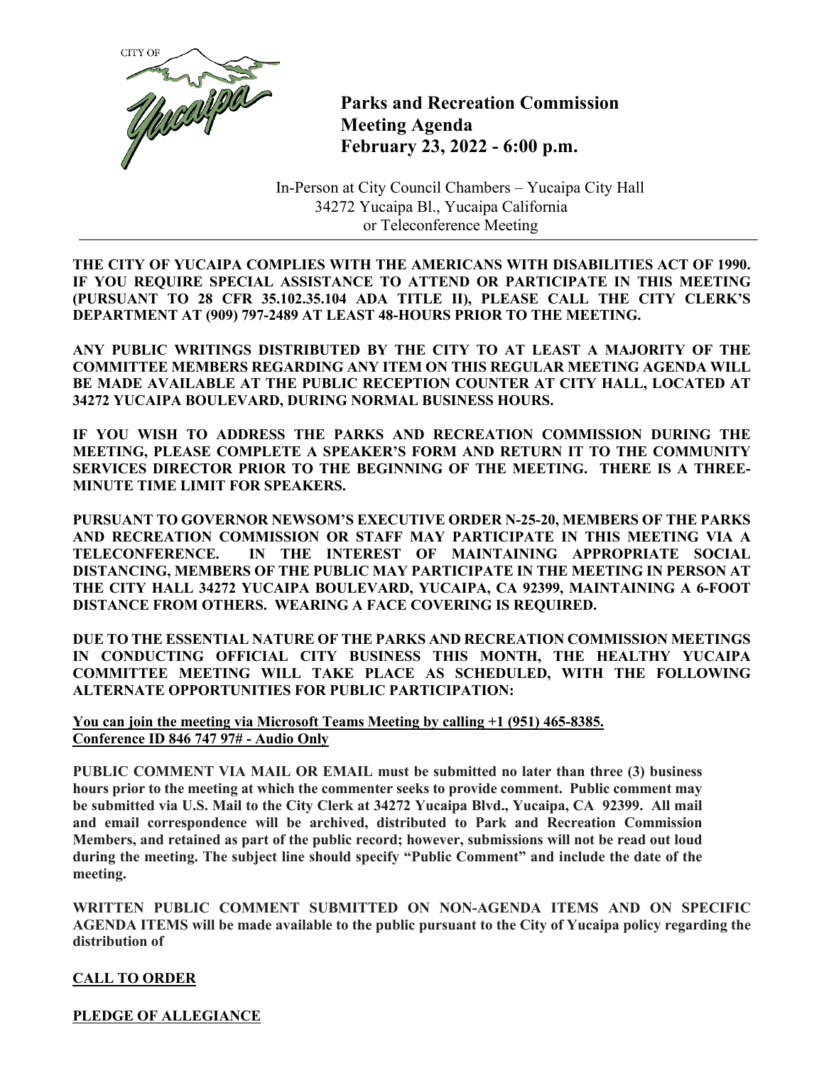CITY OF Yucaipa

# Parks and Recreation Commission Meeting Agenda February 23, 2022 - 6:00 p.m.

In-Person at City Council Chambers – Yucaipa City Hall
34272 Yucaipa Bl., Yucaipa California
or Teleconference Meeting

**THE CITY OF YUCAIPA COMPLIES WITH THE AMERICANS WITH DISABILITIES ACT OF 1990. IF YOU REQUIRE SPECIAL ASSISTANCE TO ATTEND OR PARTICIPATE IN THIS MEETING (PURSUANT TO 28 CFR 35.102.35.104 ADA TITLE II), PLEASE CALL THE CITY CLERK'S DEPARTMENT AT (909) 797-2489 AT LEAST 48-HOURS PRIOR TO THE MEETING.**

**ANY PUBLIC WRITINGS DISTRIBUTED BY THE CITY TO AT LEAST A MAJORITY OF THE COMMITTEE MEMBERS REGARDING ANY ITEM ON THIS REGULAR MEETING AGENDA WILL BE MADE AVAILABLE AT THE PUBLIC RECEPTION COUNTER AT CITY HALL, LOCATED AT 34272 YUCAIPA BOULEVARD, DURING NORMAL BUSINESS HOURS.**

**IF YOU WISH TO ADDRESS THE PARKS AND RECREATION COMMISSION DURING THE MEETING, PLEASE COMPLETE A SPEAKER'S FORM AND RETURN IT TO THE COMMUNITY SERVICES DIRECTOR PRIOR TO THE BEGINNING OF THE MEETING. THERE IS A THREE-MINUTE TIME LIMIT FOR SPEAKERS.**

**PURSUANT TO GOVERNOR NEWSOM'S EXECUTIVE ORDER N-25-20, MEMBERS OF THE PARKS AND RECREATION COMMISSION OR STAFF MAY PARTICIPATE IN THIS MEETING VIA A TELECONFERENCE. IN THE INTEREST OF MAINTAINING APPROPRIATE SOCIAL DISTANCING, MEMBERS OF THE PUBLIC MAY PARTICIPATE IN THE MEETING IN PERSON AT THE CITY HALL 34272 YUCAIPA BOULEVARD, YUCAIPA, CA 92399, MAINTAINING A 6-FOOT DISTANCE FROM OTHERS. WEARING A FACE COVERING IS REQUIRED.**

**DUE TO THE ESSENTIAL NATURE OF THE PARKS AND RECREATION COMMISSION MEETINGS IN CONDUCTING OFFICIAL CITY BUSINESS THIS MONTH, THE HEALTHY YUCAIPA COMMITTEE MEETING WILL TAKE PLACE AS SCHEDULED, WITH THE FOLLOWING ALTERNATE OPPORTUNITIES FOR PUBLIC PARTICIPATION:**

**You can join the meeting via Microsoft Teams Meeting by calling +1 (951) 465-8385.**
**Conference ID 846 747 97# - Audio Only**

**PUBLIC COMMENT VIA MAIL OR EMAIL must be submitted no later than three (3) business hours prior to the meeting at which the commenter seeks to provide comment. Public comment may be submitted via U.S. Mail to the City Clerk at 34272 Yucaipa Blvd., Yucaipa, CA 92399. All mail and email correspondence will be archived, distributed to Park and Recreation Commission Members, and retained as part of the public record; however, submissions will not be read out loud during the meeting. The subject line should specify "Public Comment" and include the date of the meeting.**

**WRITTEN PUBLIC COMMENT SUBMITTED ON NON-AGENDA ITEMS AND ON SPECIFIC AGENDA ITEMS will be made available to the public pursuant to the City of Yucaipa policy regarding the distribution of**

**CALL TO ORDER**

**PLEDGE OF ALLEGIANCE**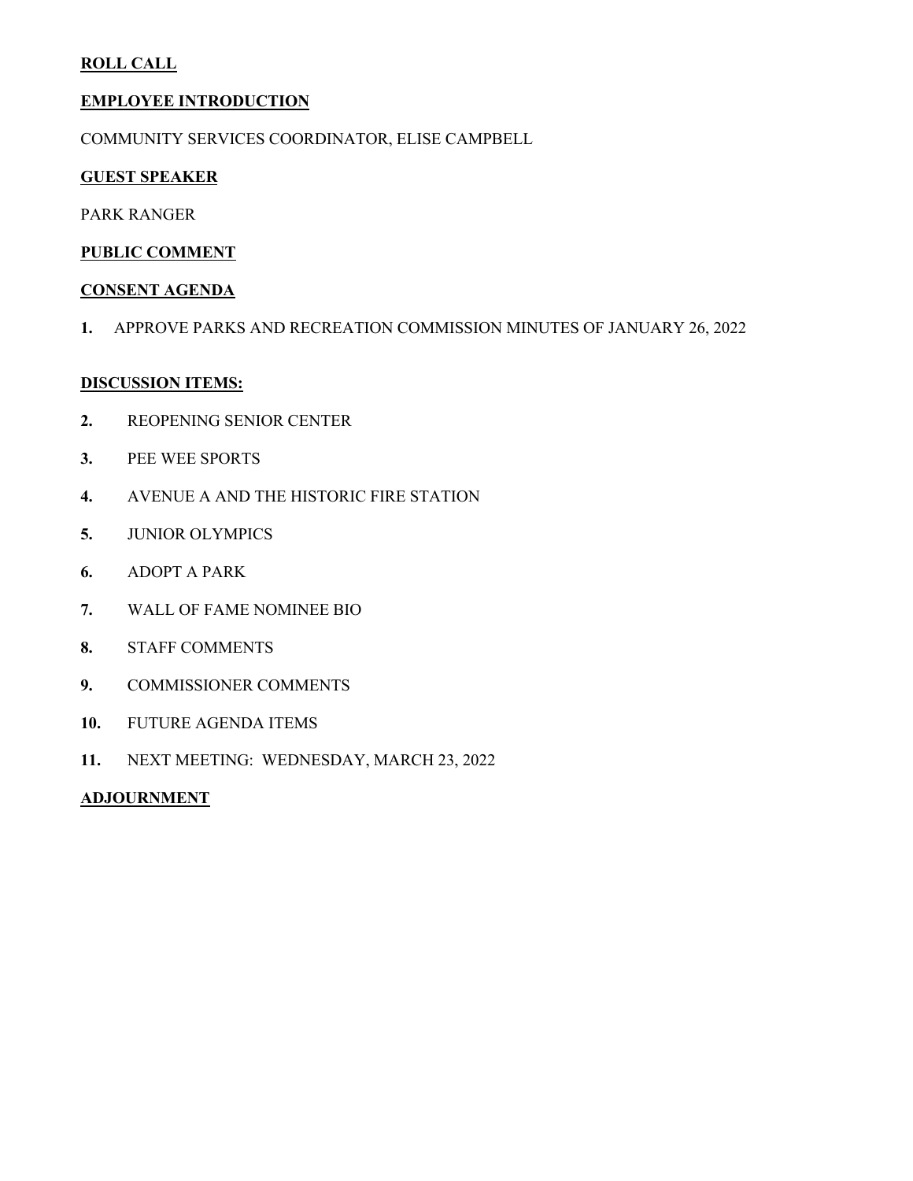**ROLL CALL**

**EMPLOYEE INTRODUCTION**

COMMUNITY SERVICES COORDINATOR, ELISE CAMPBELL

**GUEST SPEAKER**

PARK RANGER

**PUBLIC COMMENT**

**CONSENT AGENDA**

**1.** APPROVE PARKS AND RECREATION COMMISSION MINUTES OF JANUARY 26, 2022

**DISCUSSION ITEMS:**

**2.** REOPENING SENIOR CENTER

**3.** PEE WEE SPORTS

**4.** AVENUE A AND THE HISTORIC FIRE STATION

**5.** JUNIOR OLYMPICS

**6.** ADOPT A PARK

**7.** WALL OF FAME NOMINEE BIO

**8.** STAFF COMMENTS

**9.** COMMISSIONER COMMENTS

**10.** FUTURE AGENDA ITEMS

**11.** NEXT MEETING: WEDNESDAY, MARCH 23, 2022

**ADJOURNMENT**